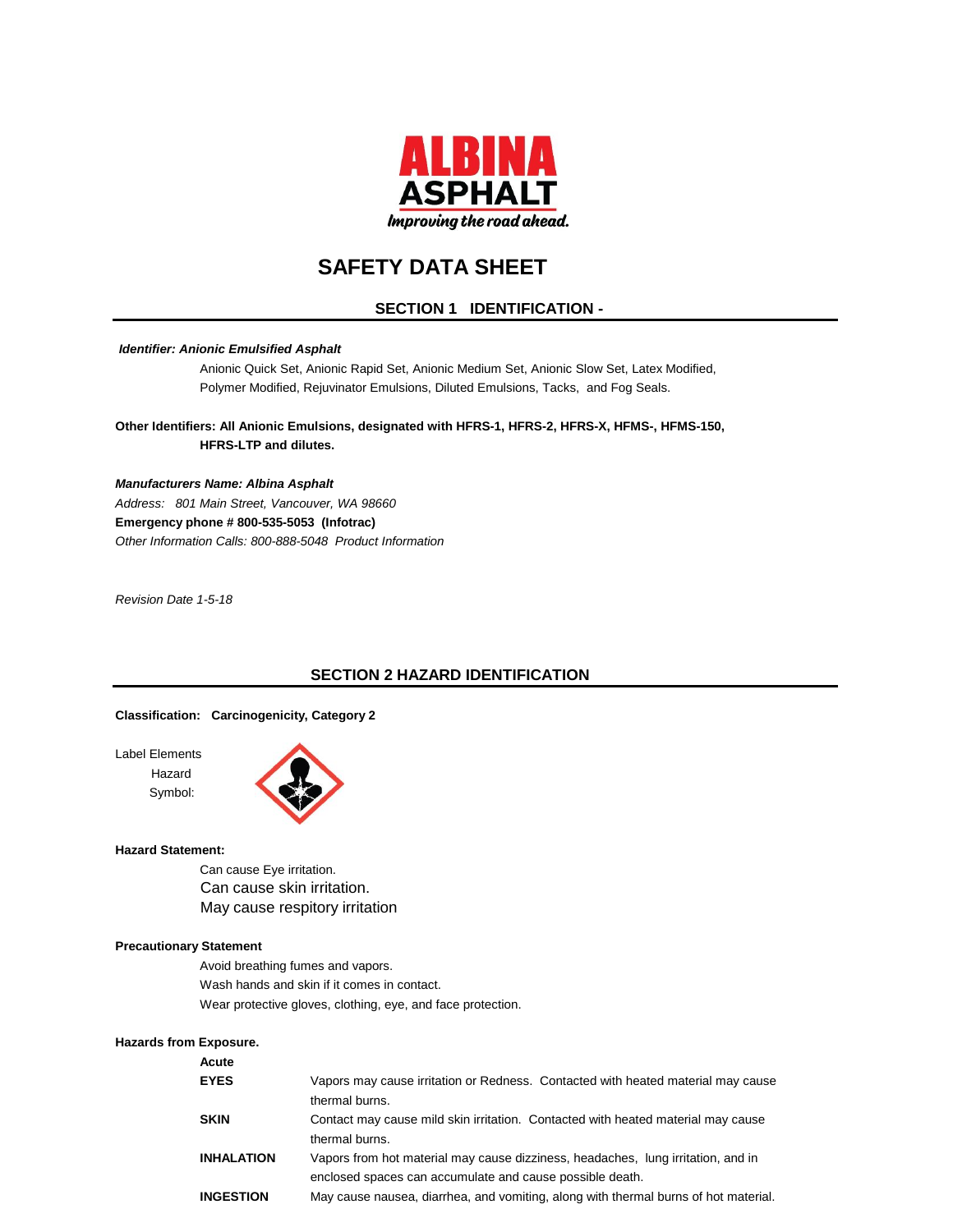ALBINA ASPHALT

*Improving the road ahead.*

# SAFETY DATA SHEET

## SECTION 1 IDENTIFICATION -

***Identifier: Anionic Emulsified Asphalt***

Anionic Quick Set, Anionic Rapid Set, Anionic Medium Set, Anionic Slow Set, Latex Modified, Polymer Modified, Rejuvinator Emulsions, Diluted Emulsions, Tacks, and Fog Seals.

**Other Identifiers: All Anionic Emulsions, designated with HFRS-1, HFRS-2, HFRS-X, HFMS-, HFMS-150, HFRS-LTP and dilutes.**

***Manufacturers Name: Albina Asphalt***

*Address: 801 Main Street, Vancouver, WA 98660*

**Emergency phone # 800-535-5053 (Infotrac)**

*Other Information Calls: 800-888-5048 Product Information*

*Revision Date 1-5-18*

## SECTION 2 HAZARD IDENTIFICATION

**Classification: Carcinogenicity, Category 2**

Label Elements

Hazard Symbol:

**Hazard Statement:**

Can cause Eye irritation.
Can cause skin irritation.
May cause respitory irritation

**Precautionary Statement**

Avoid breathing fumes and vapors.
Wash hands and skin if it comes in contact.
Wear protective gloves, clothing, eye, and face protection.

**Hazards from Exposure.**

**Acute**

| | |
|---|---|
| **EYES** | Vapors may cause irritation or Redness. Contacted with heated material may cause thermal burns. |
| **SKIN** | Contact may cause mild skin irritation. Contacted with heated material may cause thermal burns. |
| **INHALATION** | Vapors from hot material may cause dizziness, headaches, lung irritation, and in enclosed spaces can accumulate and cause possible death. |
| **INGESTION** | May cause nausea, diarrhea, and vomiting, along with thermal burns of hot material. |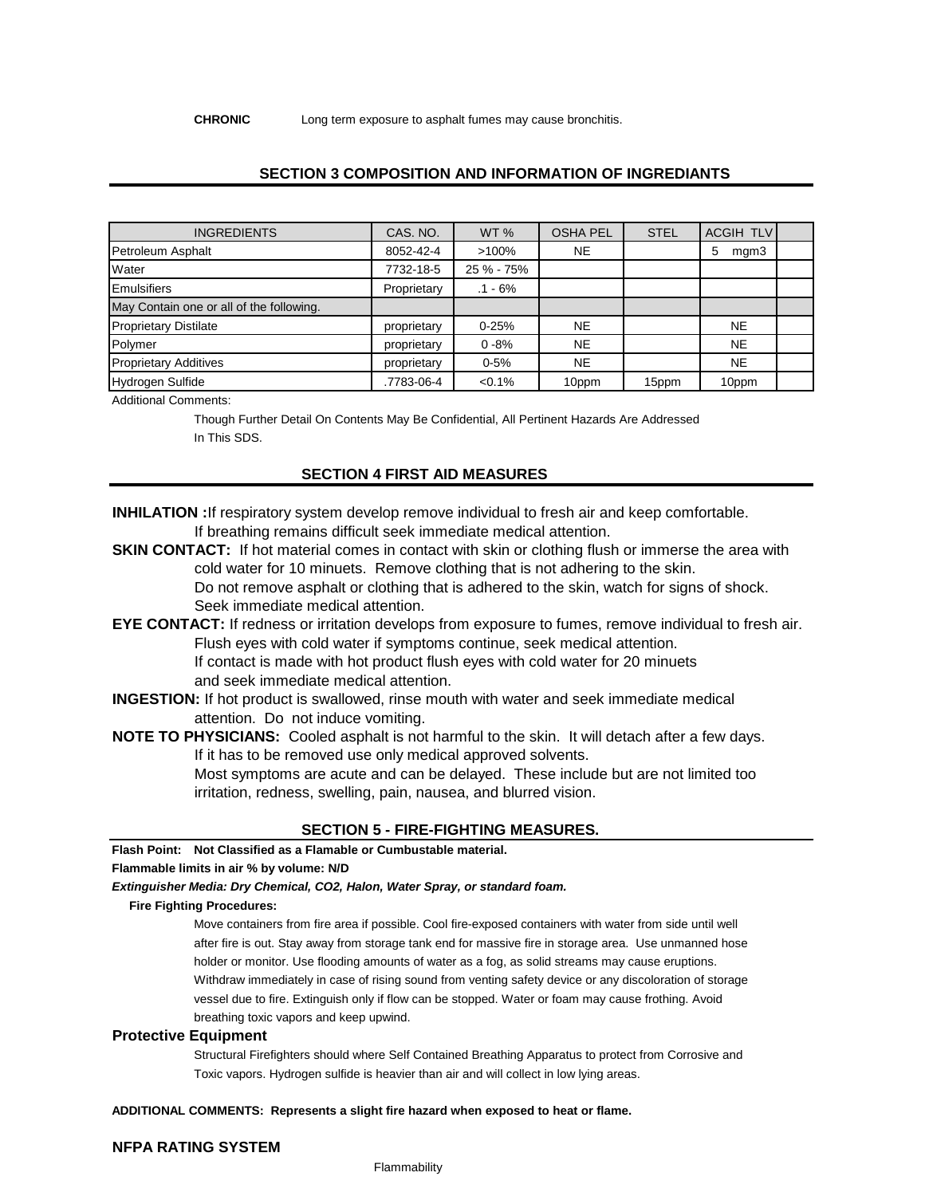**CHRONIC** Long term exposure to asphalt fumes may cause bronchitis.

## SECTION 3 COMPOSITION AND INFORMATION OF INGREDIANTS

| INGREDIENTS | CAS. NO. | WT % | OSHA PEL | STEL | ACGIH TLV | |
|---|---|---|---|---|---|---|
| Petroleum Asphalt | 8052-42-4 | >100% | NE | | 5 mgm3 | |
| Water | 7732-18-5 | 25 % - 75% | | | | |
| Emulsifiers | Proprietary | .1 - 6% | | | | |
| May Contain one or all of the following. | | | | | | |
| Proprietary Distilate | proprietary | 0-25% | NE | | NE | |
| Polymer | proprietary | 0 -8% | NE | | NE | |
| Proprietary Additives | proprietary | 0-5% | NE | | NE | |
| Hydrogen Sulfide | .7783-06-4 | <0.1% | 10ppm | 15ppm | 10ppm | |

Additional Comments:

Though Further Detail On Contents May Be Confidential, All Pertinent Hazards Are Addressed In This SDS.

## SECTION 4 FIRST AID MEASURES

**INHILATION :**If respiratory system develop remove individual to fresh air and keep comfortable. If breathing remains difficult seek immediate medical attention.

**SKIN CONTACT:** If hot material comes in contact with skin or clothing flush or immerse the area with cold water for 10 minuets. Remove clothing that is not adhering to the skin. Do not remove asphalt or clothing that is adhered to the skin, watch for signs of shock. Seek immediate medical attention.

**EYE CONTACT:** If redness or irritation develops from exposure to fumes, remove individual to fresh air. Flush eyes with cold water if symptoms continue, seek medical attention. If contact is made with hot product flush eyes with cold water for 20 minuets and seek immediate medical attention.

**INGESTION:** If hot product is swallowed, rinse mouth with water and seek immediate medical attention. Do not induce vomiting.

**NOTE TO PHYSICIANS:** Cooled asphalt is not harmful to the skin. It will detach after a few days. If it has to be removed use only medical approved solvents. Most symptoms are acute and can be delayed. These include but are not limited too irritation, redness, swelling, pain, nausea, and blurred vision.

## SECTION 5 - FIRE-FIGHTING MEASURES.

**Flash Point: Not Classified as a Flamable or Cumbustable material.**

**Flammable limits in air % by volume: N/D**

***Extinguisher Media: Dry Chemical, CO2, Halon, Water Spray, or standard foam.***

**Fire Fighting Procedures:**

Move containers from fire area if possible. Cool fire-exposed containers with water from side until well after fire is out. Stay away from storage tank end for massive fire in storage area. Use unmanned hose holder or monitor. Use flooding amounts of water as a fog, as solid streams may cause eruptions. Withdraw immediately in case of rising sound from venting safety device or any discoloration of storage vessel due to fire. Extinguish only if flow can be stopped. Water or foam may cause frothing. Avoid breathing toxic vapors and keep upwind.

**Protective Equipment**

Structural Firefighters should where Self Contained Breathing Apparatus to protect from Corrosive and Toxic vapors. Hydrogen sulfide is heavier than air and will collect in low lying areas.

**ADDITIONAL COMMENTS: Represents a slight fire hazard when exposed to heat or flame.**

**NFPA RATING SYSTEM**

Flammability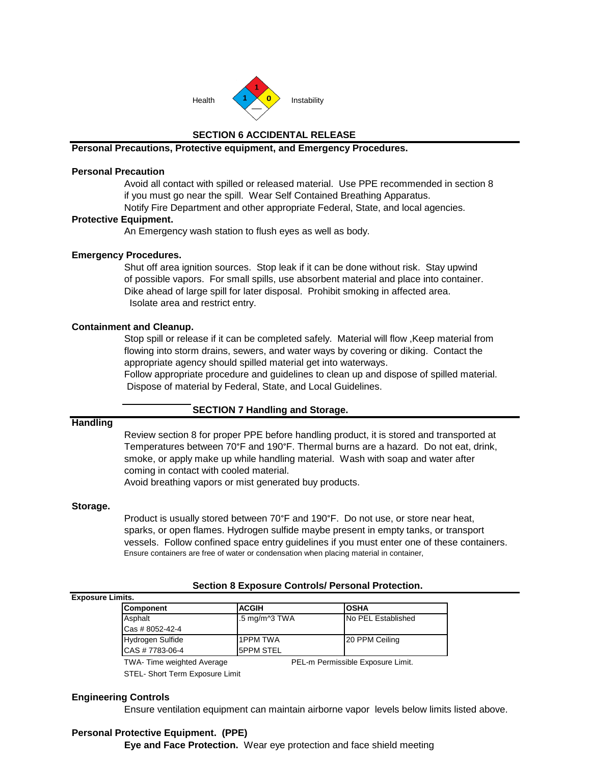Health 1 1 0 — Instability

## SECTION 6 ACCIDENTAL RELEASE

**Personal Precautions, Protective equipment, and Emergency Procedures.**

**Personal Precaution**

Avoid all contact with spilled or released material. Use PPE recommended in section 8 if you must go near the spill. Wear Self Contained Breathing Apparatus.
Notify Fire Department and other appropriate Federal, State, and local agencies.

**Protective Equipment.**

An Emergency wash station to flush eyes as well as body.

**Emergency Procedures.**

Shut off area ignition sources. Stop leak if it can be done without risk. Stay upwind of possible vapors. For small spills, use absorbent material and place into container. Dike ahead of large spill for later disposal. Prohibit smoking in affected area.
Isolate area and restrict entry.

**Containment and Cleanup.**

Stop spill or release if it can be completed safely. Material will flow ,Keep material from flowing into storm drains, sewers, and water ways by covering or diking. Contact the appropriate agency should spilled material get into waterways.
Follow appropriate procedure and guidelines to clean up and dispose of spilled material.
Dispose of material by Federal, State, and Local Guidelines.

## SECTION 7 Handling and Storage.

**Handling**

Review section 8 for proper PPE before handling product, it is stored and transported at Temperatures between 70°F and 190°F. Thermal burns are a hazard. Do not eat, drink, smoke, or apply make up while handling material. Wash with soap and water after coming in contact with cooled material.
Avoid breathing vapors or mist generated buy products.

**Storage.**

Product is usually stored between 70°F and 190°F. Do not use, or store near heat, sparks, or open flames. Hydrogen sulfide maybe present in empty tanks, or transport vessels. Follow confined space entry guidelines if you must enter one of these containers.
Ensure containers are free of water or condensation when placing material in container,

## Section 8 Exposure Controls/ Personal Protection.

**Exposure Limits.**

| Component | ACGIH | OSHA |
|---|---|---|
| Asphalt<br>Cas # 8052-42-4 | .5 mg/m^3 TWA | No PEL Established |
| Hydrogen Sulfide<br>CAS # 7783-06-4 | 1PPM TWA<br>5PPM STEL | 20 PPM Ceiling |

TWA- Time weighted Average PEL-m Permissible Exposure Limit.
STEL- Short Term Exposure Limit

**Engineering Controls**

Ensure ventilation equipment can maintain airborne vapor levels below limits listed above.

**Personal Protective Equipment. (PPE)**

**Eye and Face Protection.** Wear eye protection and face shield meeting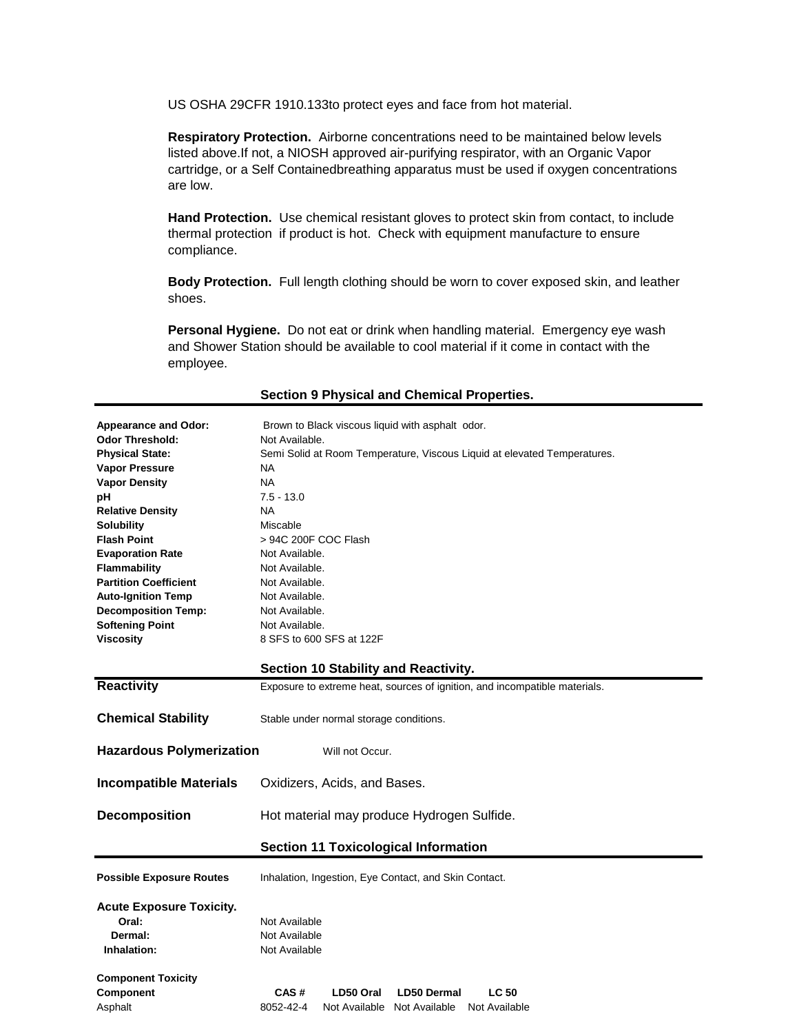US OSHA 29CFR 1910.133to protect eyes and face from hot material.

**Respiratory Protection.** Airborne concentrations need to be maintained below levels listed above.If not, a NIOSH approved air-purifying respirator, with an Organic Vapor cartridge, or a Self Containedbreathing apparatus must be used if oxygen concentrations are low.

**Hand Protection.** Use chemical resistant gloves to protect skin from contact, to include thermal protection if product is hot. Check with equipment manufacture to ensure compliance.

**Body Protection.** Full length clothing should be worn to cover exposed skin, and leather shoes.

**Personal Hygiene.** Do not eat or drink when handling material. Emergency eye wash and Shower Station should be available to cool material if it come in contact with the employee.

## Section 9 Physical and Chemical Properties.

| | |
|---|---|
| **Appearance and Odor:** | Brown to Black viscous liquid with asphalt odor. |
| **Odor Threshold:** | Not Available. |
| **Physical State:** | Semi Solid at Room Temperature, Viscous Liquid at elevated Temperatures. |
| **Vapor Pressure** | NA |
| **Vapor Density** | NA |
| **pH** | 7.5 - 13.0 |
| **Relative Density** | NA |
| **Solubility** | Miscable |
| **Flash Point** | > 94C 200F COC Flash |
| **Evaporation Rate** | Not Available. |
| **Flammability** | Not Available. |
| **Partition Coefficient** | Not Available. |
| **Auto-Ignition Temp** | Not Available. |
| **Decomposition Temp:** | Not Available. |
| **Softening Point** | Not Available. |
| **Viscosity** | 8 SFS to 600 SFS at 122F |

## Section 10 Stability and Reactivity.

| | |
|---|---|
| **Reactivity** | Exposure to extreme heat, sources of ignition, and incompatible materials. |
| **Chemical Stability** | Stable under normal storage conditions. |
| **Hazardous Polymerization** | Will not Occur. |
| **Incompatible Materials** | Oxidizers, Acids, and Bases. |
| **Decomposition** | Hot material may produce Hydrogen Sulfide. |

## Section 11 Toxicological Information

**Possible Exposure Routes** Inhalation, Ingestion, Eye Contact, and Skin Contact.

**Acute Exposure Toxicity.**

| | |
|---|---|
| **Oral:** | Not Available |
| **Dermal:** | Not Available |
| **Inhalation:** | Not Available |

**Component Toxicity**

| Component | CAS # | LD50 Oral | LD50 Dermal | LC 50 |
|---|---|---|---|---|
| Asphalt | 8052-42-4 | Not Available | Not Available | Not Available |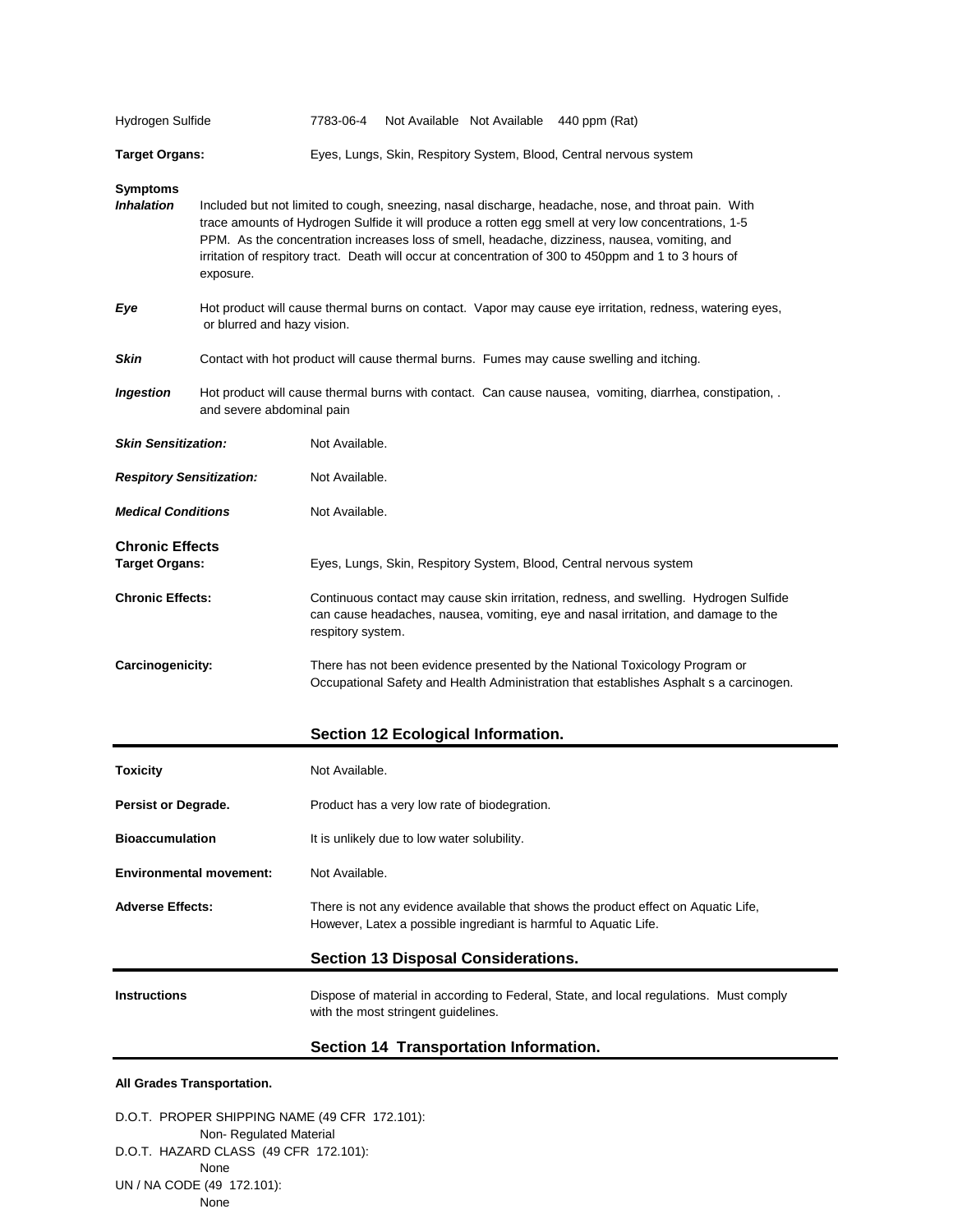| | | | | |
|---|---|---|---|---|
| Hydrogen Sulfide | 7783-06-4 | Not Available | Not Available | 440 ppm (Rat) |

**Target Organs:** Eyes, Lungs, Skin, Respitory System, Blood, Central nervous system

**Symptoms**

***Inhalation*** Included but not limited to cough, sneezing, nasal discharge, headache, nose, and throat pain. With trace amounts of Hydrogen Sulfide it will produce a rotten egg smell at very low concentrations, 1-5 PPM. As the concentration increases loss of smell, headache, dizziness, nausea, vomiting, and irritation of respitory tract. Death will occur at concentration of 300 to 450ppm and 1 to 3 hours of exposure.

***Eye*** Hot product will cause thermal burns on contact. Vapor may cause eye irritation, redness, watering eyes, or blurred and hazy vision.

***Skin*** Contact with hot product will cause thermal burns. Fumes may cause swelling and itching.

***Ingestion*** Hot product will cause thermal burns with contact. Can cause nausea, vomiting, diarrhea, constipation, . and severe abdominal pain

***Skin Sensitization:*** Not Available.

***Respitory Sensitization:*** Not Available.

***Medical Conditions*** Not Available.

**Chronic Effects**

**Target Organs:** Eyes, Lungs, Skin, Respitory System, Blood, Central nervous system

**Chronic Effects:** Continuous contact may cause skin irritation, redness, and swelling. Hydrogen Sulfide can cause headaches, nausea, vomiting, eye and nasal irritation, and damage to the respitory system.

**Carcinogenicity:** There has not been evidence presented by the National Toxicology Program or Occupational Safety and Health Administration that establishes Asphalt s a carcinogen.

## Section 12 Ecological Information.

**Toxicity** Not Available.

**Persist or Degrade.** Product has a very low rate of biodegration.

**Bioaccumulation** It is unlikely due to low water solubility.

**Environmental movement:** Not Available.

**Adverse Effects:** There is not any evidence available that shows the product effect on Aquatic Life, However, Latex a possible ingrediant is harmful to Aquatic Life.

## Section 13 Disposal Considerations.

**Instructions** Dispose of material in according to Federal, State, and local regulations. Must comply with the most stringent guidelines.

## Section 14 Transportation Information.

**All Grades Transportation.**

D.O.T. PROPER SHIPPING NAME (49 CFR 172.101):
Non- Regulated Material
D.O.T. HAZARD CLASS (49 CFR 172.101):
None
UN / NA CODE (49 172.101):
None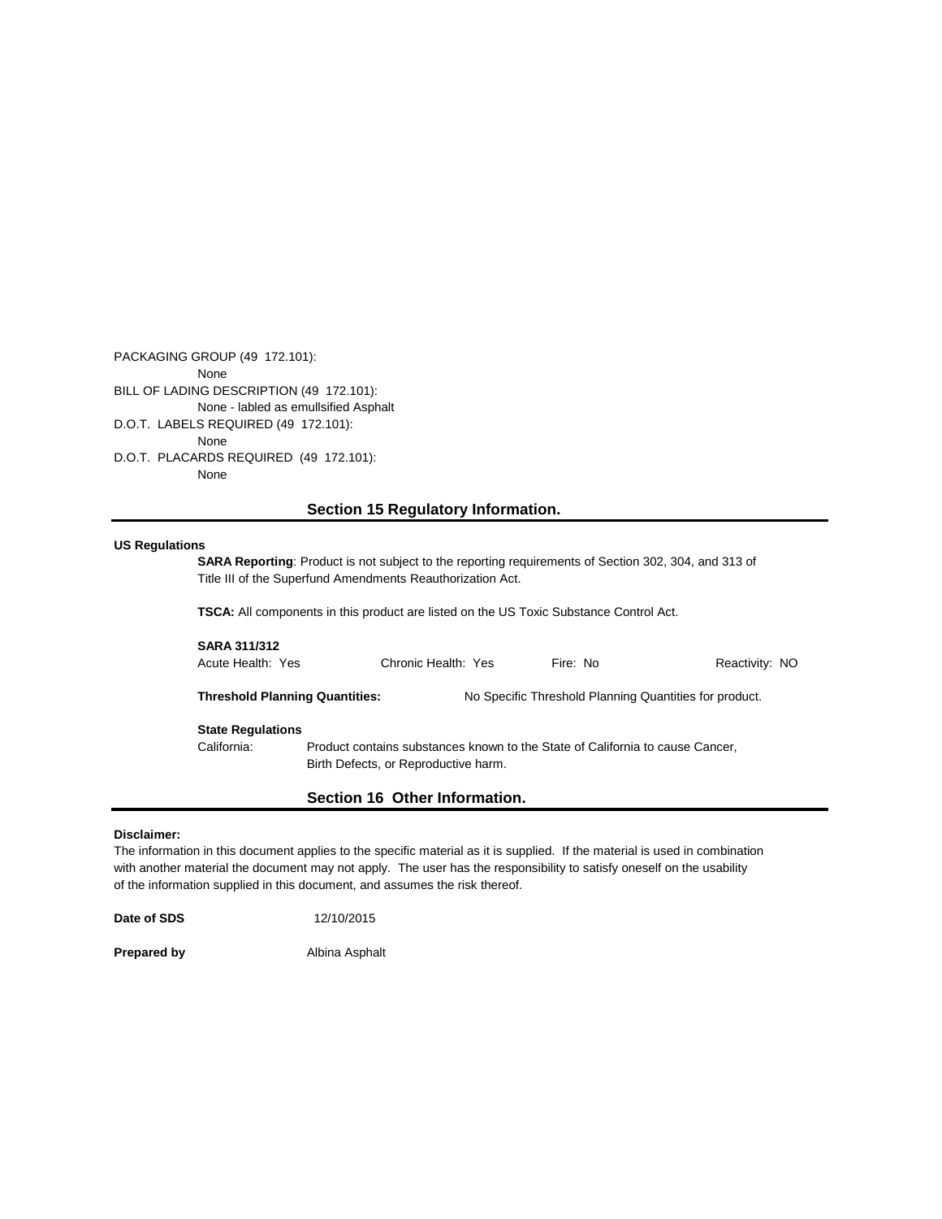PACKAGING GROUP (49 172.101):

None

BILL OF LADING DESCRIPTION (49 172.101):

None - labled as emullsified Asphalt

D.O.T. LABELS REQUIRED (49 172.101):

None

D.O.T. PLACARDS REQUIRED (49 172.101):

None

## Section 15 Regulatory Information.

**US Regulations**

**SARA Reporting**: Product is not subject to the reporting requirements of Section 302, 304, and 313 of Title III of the Superfund Amendments Reauthorization Act.

**TSCA:** All components in this product are listed on the US Toxic Substance Control Act.

**SARA 311/312**

| | | | |
|---|---|---|---|
| Acute Health: Yes | Chronic Health: Yes | Fire: No | Reactivity: NO |

**Threshold Planning Quantities:** No Specific Threshold Planning Quantities for product.

**State Regulations**

California: Product contains substances known to the State of California to cause Cancer, Birth Defects, or Reproductive harm.

## Section 16 Other Information.

**Disclaimer:**

The information in this document applies to the specific material as it is supplied. If the material is used in combination with another material the document may not apply. The user has the responsibility to satisfy oneself on the usability of the information supplied in this document, and assumes the risk thereof.

**Date of SDS** 12/10/2015

**Prepared by** Albina Asphalt